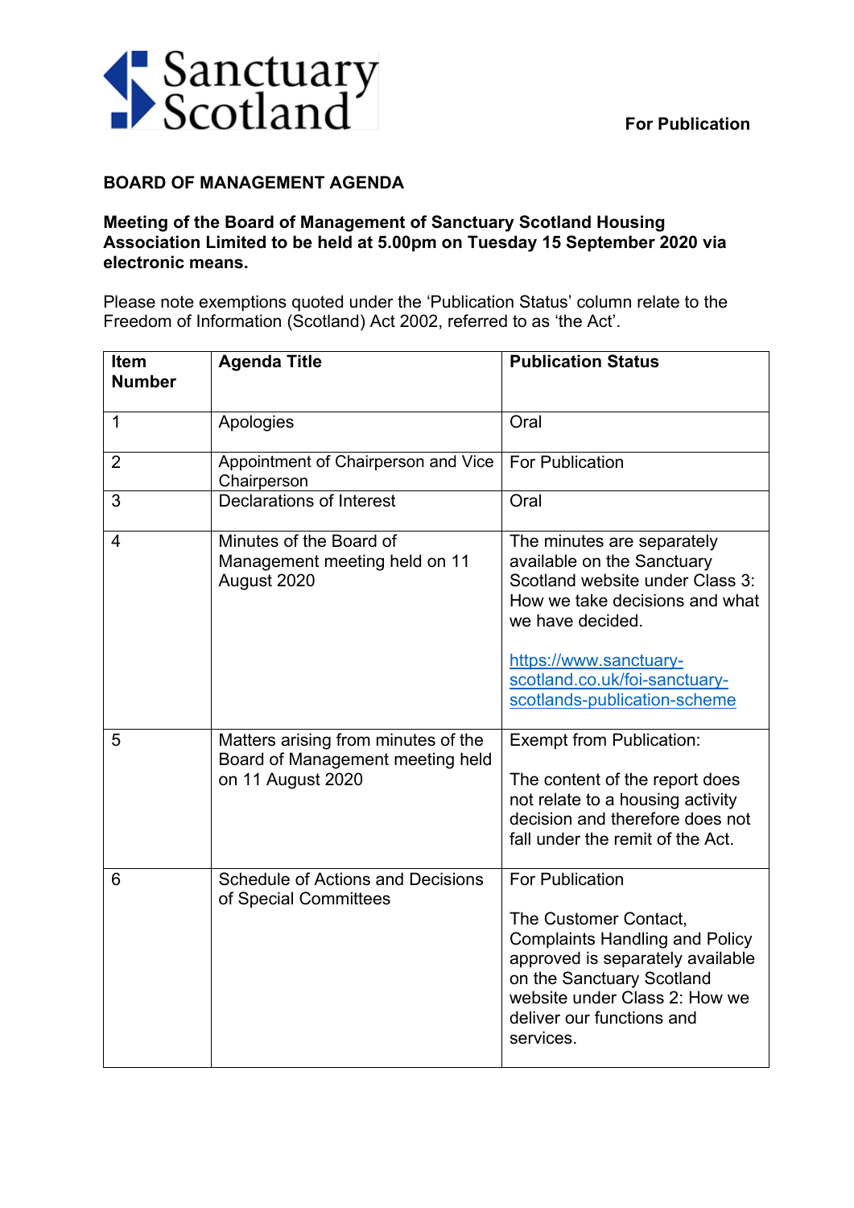Sanctuary Scotland

**For Publication**

**BOARD OF MANAGEMENT AGENDA**

**Meeting of the Board of Management of Sanctuary Scotland Housing Association Limited to be held at 5.00pm on Tuesday 15 September 2020 via electronic means.**

Please note exemptions quoted under the 'Publication Status' column relate to the Freedom of Information (Scotland) Act 2002, referred to as 'the Act'.

| Item Number | Agenda Title | Publication Status |
|---|---|---|
| 1 | Apologies | Oral |
| 2 | Appointment of Chairperson and Vice Chairperson | For Publication |
| 3 | Declarations of Interest | Oral |
| 4 | Minutes of the Board of Management meeting held on 11 August 2020 | The minutes are separately available on the Sanctuary Scotland website under Class 3: How we take decisions and what we have decided.<br><br>https://www.sanctuary-scotland.co.uk/foi-sanctuary-scotlands-publication-scheme |
| 5 | Matters arising from minutes of the Board of Management meeting held on 11 August 2020 | Exempt from Publication:<br><br>The content of the report does not relate to a housing activity decision and therefore does not fall under the remit of the Act. |
| 6 | Schedule of Actions and Decisions of Special Committees | For Publication<br><br>The Customer Contact, Complaints Handling and Policy approved is separately available on the Sanctuary Scotland website under Class 2: How we deliver our functions and services. |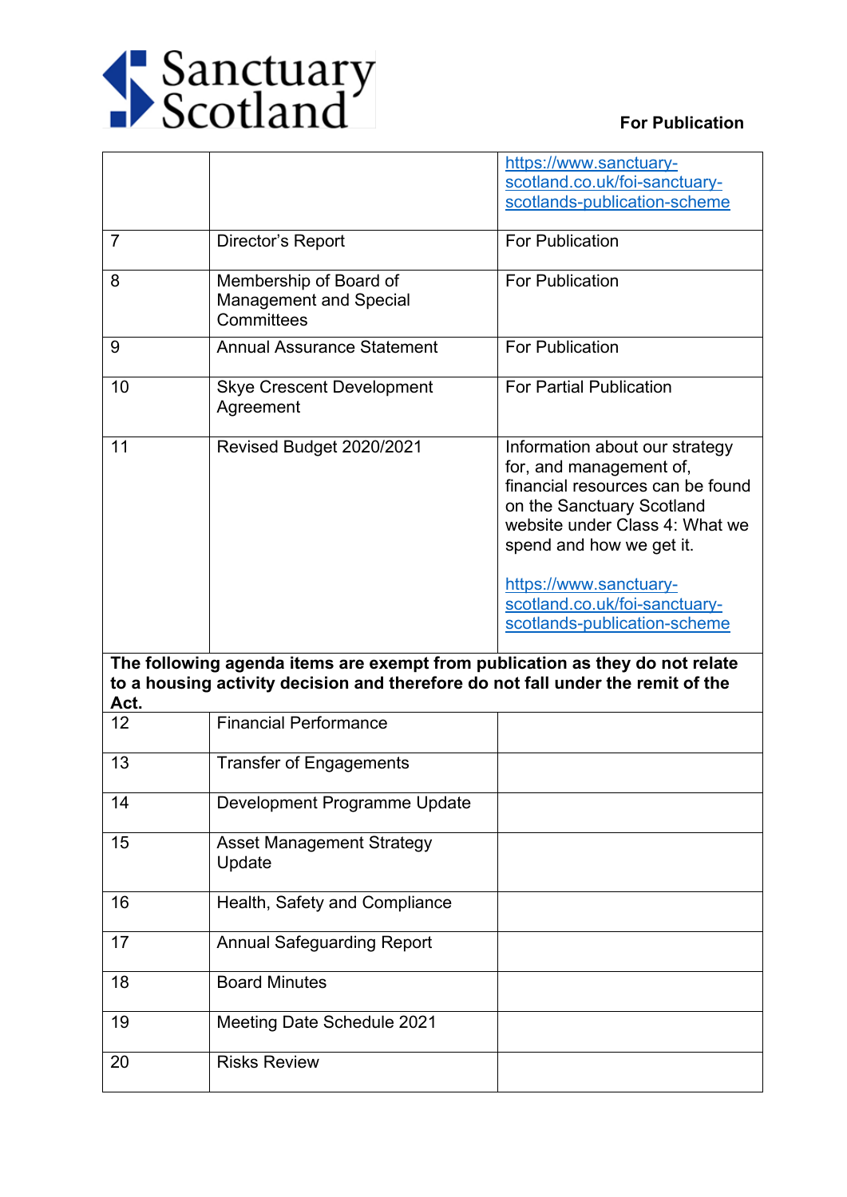**For Publication**

| | | |
|---|---|---|
| | | https://www.sanctuary-scotland.co.uk/foi-sanctuary-scotlands-publication-scheme |
| 7 | Director's Report | For Publication |
| 8 | Membership of Board of Management and Special Committees | For Publication |
| 9 | Annual Assurance Statement | For Publication |
| 10 | Skye Crescent Development Agreement | For Partial Publication |
| 11 | Revised Budget 2020/2021 | Information about our strategy for, and management of, financial resources can be found on the Sanctuary Scotland website under Class 4: What we spend and how we get it.<br><br>https://www.sanctuary-scotland.co.uk/foi-sanctuary-scotlands-publication-scheme |
| **The following agenda items are exempt from publication as they do not relate to a housing activity decision and therefore do not fall under the remit of the Act.** | | |
| 12 | Financial Performance | |
| 13 | Transfer of Engagements | |
| 14 | Development Programme Update | |
| 15 | Asset Management Strategy Update | |
| 16 | Health, Safety and Compliance | |
| 17 | Annual Safeguarding Report | |
| 18 | Board Minutes | |
| 19 | Meeting Date Schedule 2021 | |
| 20 | Risks Review | |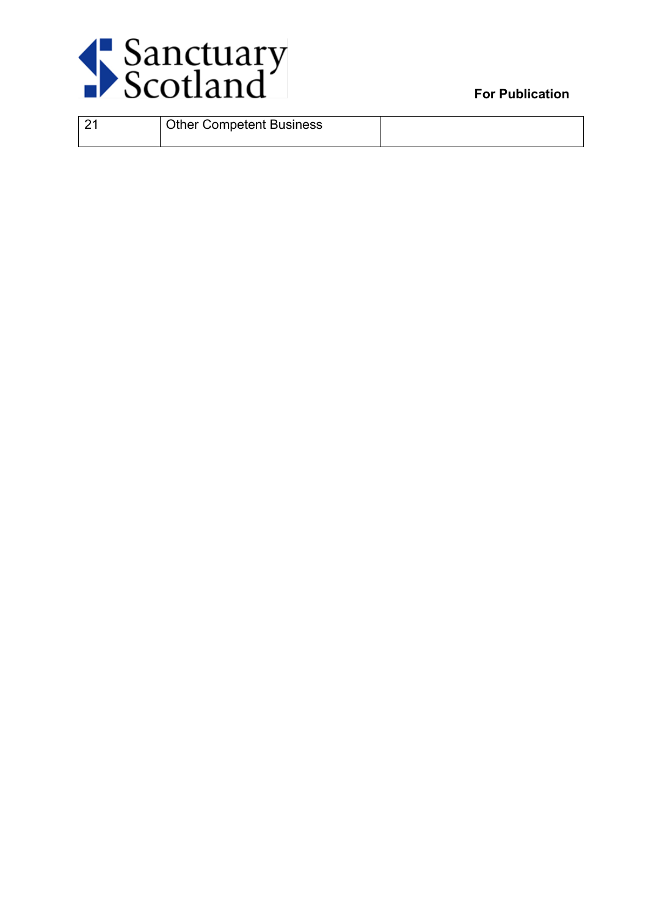**For Publication**

| | | |
|---|---|---|
| 21 | Other Competent Business | |